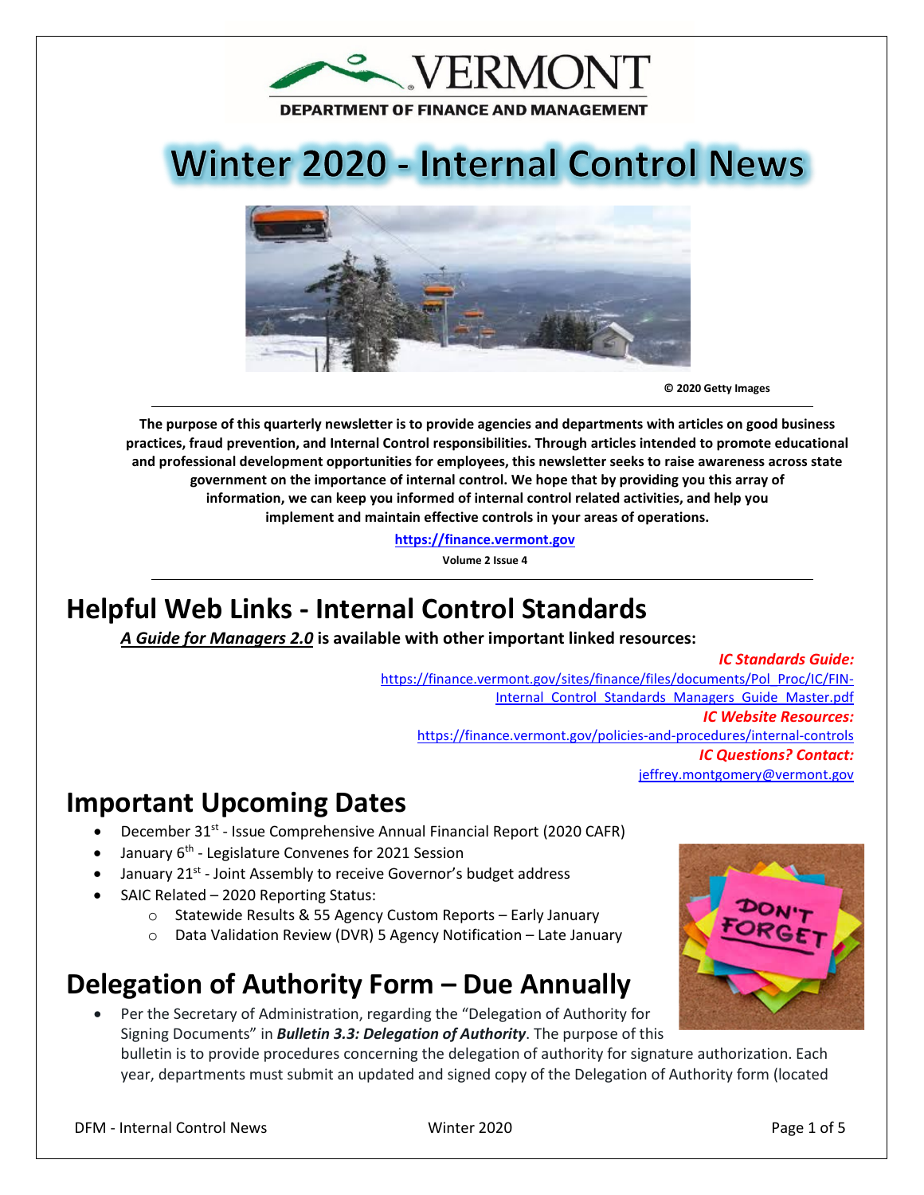VERMONT

DEPARTMENT OF FINANCE AND MANAGEMENT

# Winter 2020 - Internal Control News

© 2020 Getty Images

**The purpose of this quarterly newsletter is to provide agencies and departments with articles on good business practices, fraud prevention, and Internal Control responsibilities. Through articles intended to promote educational and professional development opportunities for employees, this newsletter seeks to raise awareness across state government on the importance of internal control. We hope that by providing you this array of information, we can keep you informed of internal control related activities, and help you implement and maintain effective controls in your areas of operations.**

https://finance.vermont.gov

**Volume 2 Issue 4**

## Helpful Web Links - Internal Control Standards

***A Guide for Managers 2.0*** **is available with other important linked resources:**

***IC Standards Guide:***
https://finance.vermont.gov/sites/finance/files/documents/Pol_Proc/IC/FIN-Internal_Control_Standards_Managers_Guide_Master.pdf

***IC Website Resources:***
https://finance.vermont.gov/policies-and-procedures/internal-controls

***IC Questions? Contact:***
jeffrey.montgomery@vermont.gov

## Important Upcoming Dates

- December 31st - Issue Comprehensive Annual Financial Report (2020 CAFR)
- January 6th - Legislature Convenes for 2021 Session
- January 21st - Joint Assembly to receive Governor's budget address
- SAIC Related – 2020 Reporting Status:
  - Statewide Results & 55 Agency Custom Reports – Early January
  - Data Validation Review (DVR) 5 Agency Notification – Late January

## Delegation of Authority Form – Due Annually

- Per the Secretary of Administration, regarding the "Delegation of Authority for Signing Documents" in ***Bulletin 3.3: Delegation of Authority***. The purpose of this bulletin is to provide procedures concerning the delegation of authority for signature authorization. Each year, departments must submit an updated and signed copy of the Delegation of Authority form (located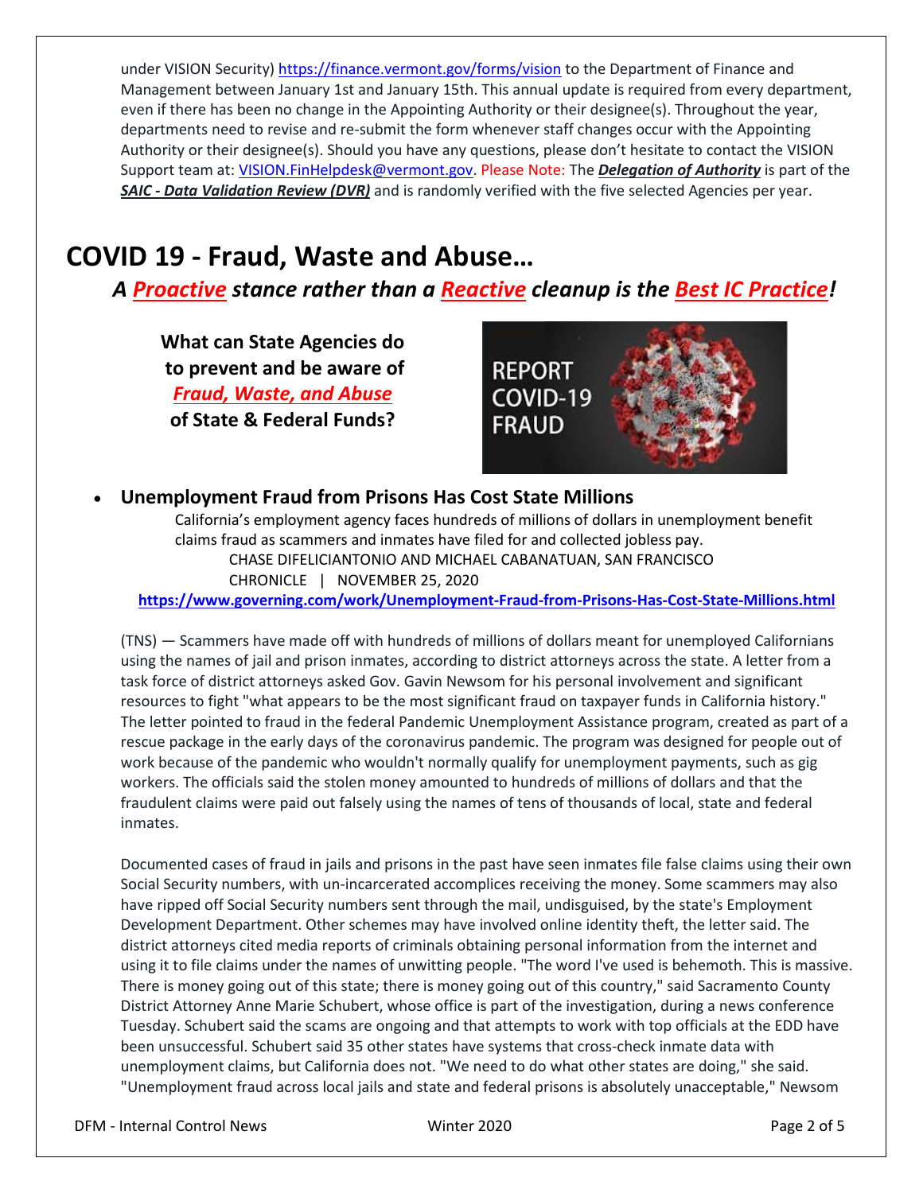under VISION Security) https://finance.vermont.gov/forms/vision to the Department of Finance and Management between January 1st and January 15th. This annual update is required from every department, even if there has been no change in the Appointing Authority or their designee(s). Throughout the year, departments need to revise and re-submit the form whenever staff changes occur with the Appointing Authority or their designee(s). Should you have any questions, please don't hesitate to contact the VISION Support team at: VISION.FinHelpdesk@vermont.gov. Please Note: The ***Delegation of Authority*** is part of the ***SAIC - Data Validation Review (DVR)*** and is randomly verified with the five selected Agencies per year.

# COVID 19 - Fraud, Waste and Abuse…

## *A Proactive stance rather than a Reactive cleanup is the Best IC Practice!*

**What can State Agencies do to prevent and be aware of *Fraud, Waste, and Abuse* of State & Federal Funds?**

REPORT COVID-19 FRAUD

- **Unemployment Fraud from Prisons Has Cost State Millions**

  California's employment agency faces hundreds of millions of dollars in unemployment benefit claims fraud as scammers and inmates have filed for and collected jobless pay.

  CHASE DIFELICIANTONIO AND MICHAEL CABANATUAN, SAN FRANCISCO CHRONICLE | NOVEMBER 25, 2020

  **https://www.governing.com/work/Unemployment-Fraud-from-Prisons-Has-Cost-State-Millions.html**

(TNS) — Scammers have made off with hundreds of millions of dollars meant for unemployed Californians using the names of jail and prison inmates, according to district attorneys across the state. A letter from a task force of district attorneys asked Gov. Gavin Newsom for his personal involvement and significant resources to fight "what appears to be the most significant fraud on taxpayer funds in California history." The letter pointed to fraud in the federal Pandemic Unemployment Assistance program, created as part of a rescue package in the early days of the coronavirus pandemic. The program was designed for people out of work because of the pandemic who wouldn't normally qualify for unemployment payments, such as gig workers. The officials said the stolen money amounted to hundreds of millions of dollars and that the fraudulent claims were paid out falsely using the names of tens of thousands of local, state and federal inmates.

Documented cases of fraud in jails and prisons in the past have seen inmates file false claims using their own Social Security numbers, with un-incarcerated accomplices receiving the money. Some scammers may also have ripped off Social Security numbers sent through the mail, undisguised, by the state's Employment Development Department. Other schemes may have involved online identity theft, the letter said. The district attorneys cited media reports of criminals obtaining personal information from the internet and using it to file claims under the names of unwitting people. "The word I've used is behemoth. This is massive. There is money going out of this state; there is money going out of this country," said Sacramento County District Attorney Anne Marie Schubert, whose office is part of the investigation, during a news conference Tuesday. Schubert said the scams are ongoing and that attempts to work with top officials at the EDD have been unsuccessful. Schubert said 35 other states have systems that cross-check inmate data with unemployment claims, but California does not. "We need to do what other states are doing," she said. "Unemployment fraud across local jails and state and federal prisons is absolutely unacceptable," Newsom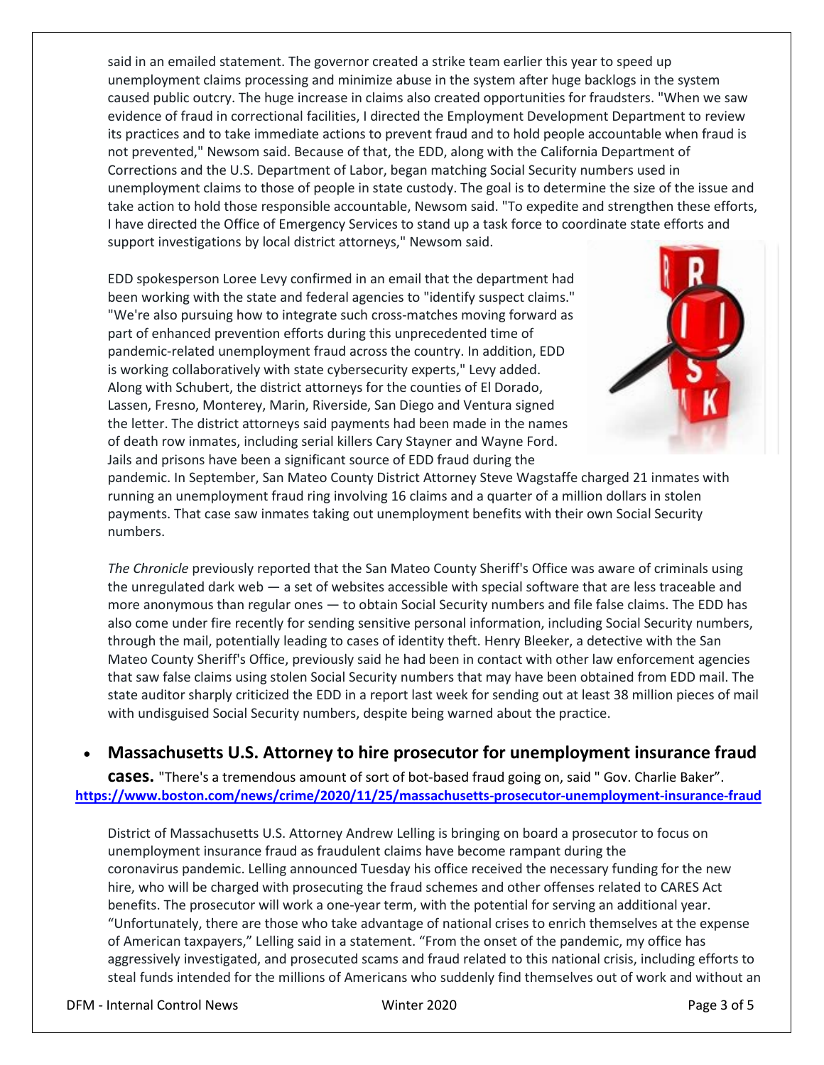said in an emailed statement. The governor created a strike team earlier this year to speed up unemployment claims processing and minimize abuse in the system after huge backlogs in the system caused public outcry. The huge increase in claims also created opportunities for fraudsters. "When we saw evidence of fraud in correctional facilities, I directed the Employment Development Department to review its practices and to take immediate actions to prevent fraud and to hold people accountable when fraud is not prevented," Newsom said. Because of that, the EDD, along with the California Department of Corrections and the U.S. Department of Labor, began matching Social Security numbers used in unemployment claims to those of people in state custody. The goal is to determine the size of the issue and take action to hold those responsible accountable, Newsom said. "To expedite and strengthen these efforts, I have directed the Office of Emergency Services to stand up a task force to coordinate state efforts and support investigations by local district attorneys," Newsom said.

EDD spokesperson Loree Levy confirmed in an email that the department had been working with the state and federal agencies to "identify suspect claims." "We're also pursuing how to integrate such cross-matches moving forward as part of enhanced prevention efforts during this unprecedented time of pandemic-related unemployment fraud across the country. In addition, EDD is working collaboratively with state cybersecurity experts," Levy added. Along with Schubert, the district attorneys for the counties of El Dorado, Lassen, Fresno, Monterey, Marin, Riverside, San Diego and Ventura signed the letter. The district attorneys said payments had been made in the names of death row inmates, including serial killers Cary Stayner and Wayne Ford. Jails and prisons have been a significant source of EDD fraud during the pandemic. In September, San Mateo County District Attorney Steve Wagstaffe charged 21 inmates with running an unemployment fraud ring involving 16 claims and a quarter of a million dollars in stolen payments. That case saw inmates taking out unemployment benefits with their own Social Security numbers.

*The Chronicle* previously reported that the San Mateo County Sheriff's Office was aware of criminals using the unregulated dark web — a set of websites accessible with special software that are less traceable and more anonymous than regular ones — to obtain Social Security numbers and file false claims. The EDD has also come under fire recently for sending sensitive personal information, including Social Security numbers, through the mail, potentially leading to cases of identity theft. Henry Bleeker, a detective with the San Mateo County Sheriff's Office, previously said he had been in contact with other law enforcement agencies that saw false claims using stolen Social Security numbers that may have been obtained from EDD mail. The state auditor sharply criticized the EDD in a report last week for sending out at least 38 million pieces of mail with undisguised Social Security numbers, despite being warned about the practice.

- **Massachusetts U.S. Attorney to hire prosecutor for unemployment insurance fraud cases.** "There's a tremendous amount of sort of bot-based fraud going on, said " Gov. Charlie Baker".

**https://www.boston.com/news/crime/2020/11/25/massachusetts-prosecutor-unemployment-insurance-fraud**

District of Massachusetts U.S. Attorney Andrew Lelling is bringing on board a prosecutor to focus on unemployment insurance fraud as fraudulent claims have become rampant during the coronavirus pandemic. Lelling announced Tuesday his office received the necessary funding for the new hire, who will be charged with prosecuting the fraud schemes and other offenses related to CARES Act benefits. The prosecutor will work a one-year term, with the potential for serving an additional year. "Unfortunately, there are those who take advantage of national crises to enrich themselves at the expense of American taxpayers," Lelling said in a statement. "From the onset of the pandemic, my office has aggressively investigated, and prosecuted scams and fraud related to this national crisis, including efforts to steal funds intended for the millions of Americans who suddenly find themselves out of work and without an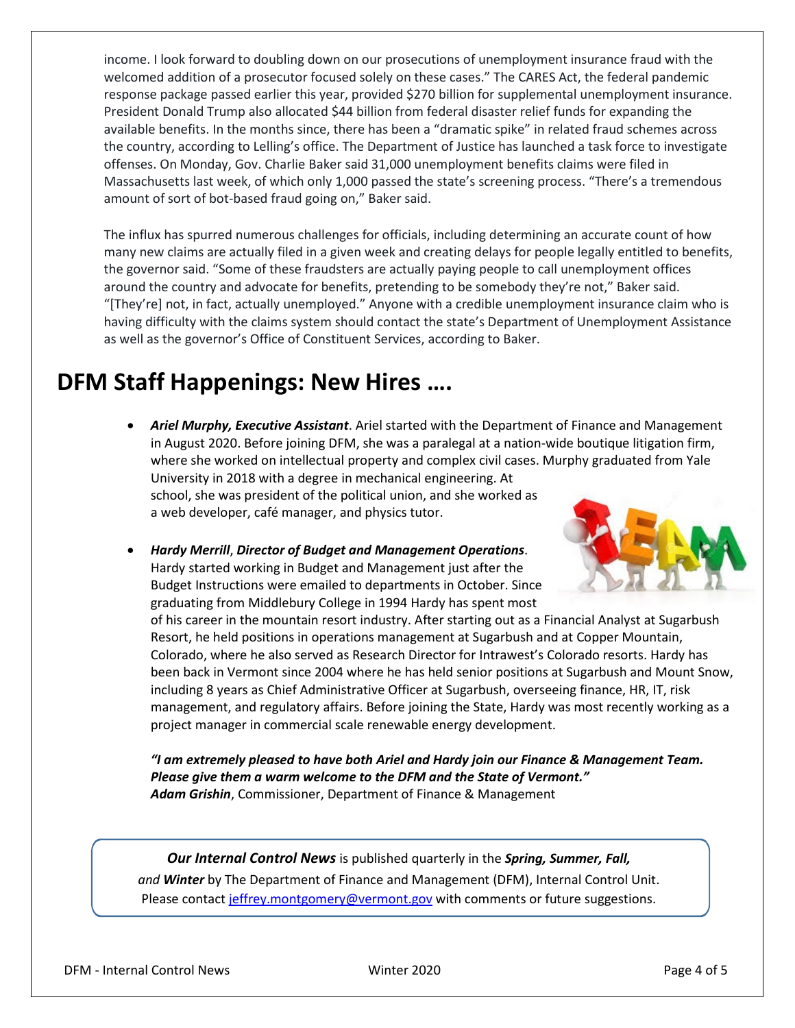income. I look forward to doubling down on our prosecutions of unemployment insurance fraud with the welcomed addition of a prosecutor focused solely on these cases." The CARES Act, the federal pandemic response package passed earlier this year, provided $270 billion for supplemental unemployment insurance. President Donald Trump also allocated $44 billion from federal disaster relief funds for expanding the available benefits. In the months since, there has been a "dramatic spike" in related fraud schemes across the country, according to Lelling's office. The Department of Justice has launched a task force to investigate offenses. On Monday, Gov. Charlie Baker said 31,000 unemployment benefits claims were filed in Massachusetts last week, of which only 1,000 passed the state's screening process. "There's a tremendous amount of sort of bot-based fraud going on," Baker said.

The influx has spurred numerous challenges for officials, including determining an accurate count of how many new claims are actually filed in a given week and creating delays for people legally entitled to benefits, the governor said. "Some of these fraudsters are actually paying people to call unemployment offices around the country and advocate for benefits, pretending to be somebody they're not," Baker said. "[They're] not, in fact, actually unemployed." Anyone with a credible unemployment insurance claim who is having difficulty with the claims system should contact the state's Department of Unemployment Assistance as well as the governor's Office of Constituent Services, according to Baker.

# DFM Staff Happenings: New Hires ….

- ***Ariel Murphy, Executive Assistant***. Ariel started with the Department of Finance and Management in August 2020. Before joining DFM, she was a paralegal at a nation-wide boutique litigation firm, where she worked on intellectual property and complex civil cases. Murphy graduated from Yale University in 2018 with a degree in mechanical engineering. At school, she was president of the political union, and she worked as a web developer, café manager, and physics tutor.

- ***Hardy Merrill*, *Director of Budget and Management Operations***. Hardy started working in Budget and Management just after the Budget Instructions were emailed to departments in October. Since graduating from Middlebury College in 1994 Hardy has spent most of his career in the mountain resort industry. After starting out as a Financial Analyst at Sugarbush Resort, he held positions in operations management at Sugarbush and at Copper Mountain, Colorado, where he also served as Research Director for Intrawest's Colorado resorts. Hardy has been back in Vermont since 2004 where he has held senior positions at Sugarbush and Mount Snow, including 8 years as Chief Administrative Officer at Sugarbush, overseeing finance, HR, IT, risk management, and regulatory affairs. Before joining the State, Hardy was most recently working as a project manager in commercial scale renewable energy development.

***"I am extremely pleased to have both Ariel and Hardy join our Finance & Management Team. Please give them a warm welcome to the DFM and the State of Vermont."***
***Adam Grishin***, Commissioner, Department of Finance & Management

***Our Internal Control News*** is published quarterly in the ***Spring, Summer, Fall,*** *and* ***Winter*** by The Department of Finance and Management (DFM), Internal Control Unit. Please contact jeffrey.montgomery@vermont.gov with comments or future suggestions.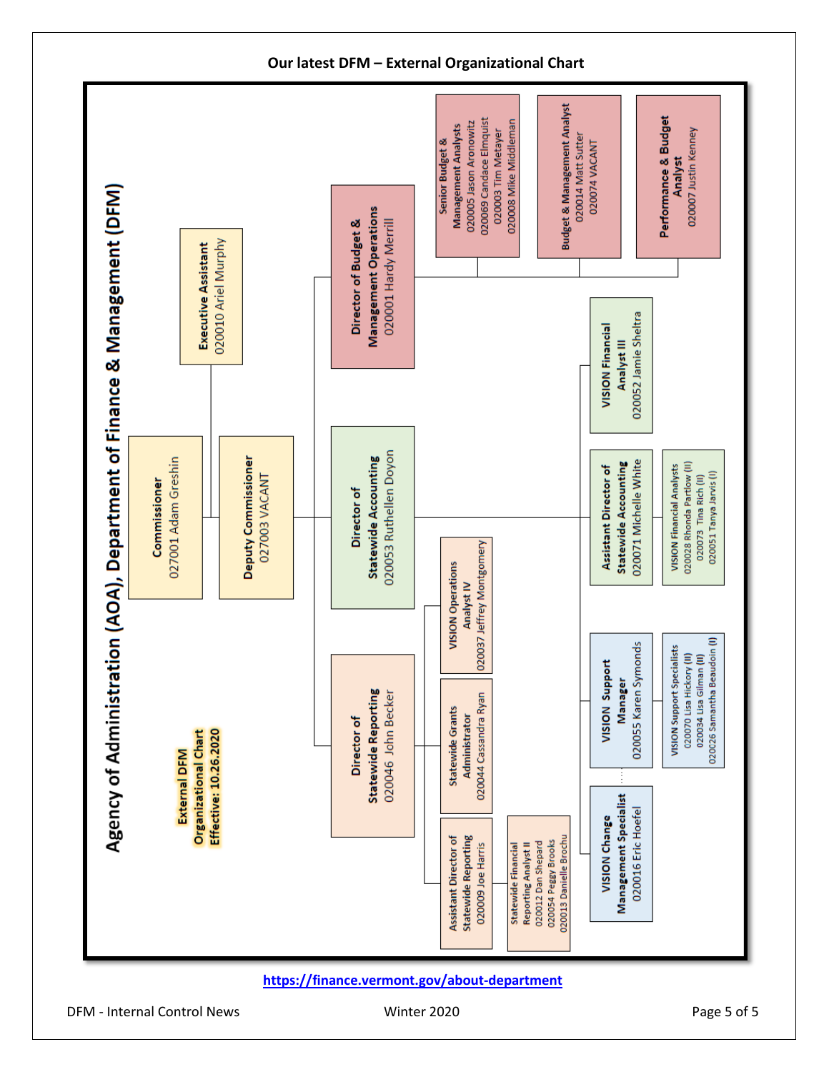**Our latest DFM – External Organizational Chart**

# Agency of Administration (AOA), Department of Finance & Management (DFM)

**External DFM Organizational Chart Effective: 10.26.2020**

**Commissioner**
027001 Adam Greshin

**Executive Assistant**
020010 Ariel Murphy

**Deputy Commissioner**
027003 VACANT

**Director of Budget & Management Operations**
020001 Hardy Merrill

- **Senior Budget & Management Analysts**
  020005 Jason Aronowitz
  020069 Candace Elmquist
  020003 Tim Metayer
  020008 Mike Middleman
- **Budget & Management Analyst**
  020014 Matt Sutter
  020074 VACANT
- **Performance & Budget Analyst**
  020007 Justin Kenney

**Director of Statewide Accounting**
020053 Ruthellen Doyon

- **VISION Financial Analyst III**
  020052 Jamie Sheltra
- **Assistant Director of Statewide Accounting**
  020071 Michelle White
  - VISION Financial Analysts
    020028 Rhonda Partlow (II)
    020073 Tina Rich (II)
    020051 Tanya Jarvis (I)
- **VISION Support Manager**
  020055 Karen Symonds
  - VISION Support Specialists
    020070 Lisa Hickory (II)
    020034 Lisa Gilman (II)
    020026 Samantha Beaudoin (I)
- **VISION Change Management Specialist**
  020016 Eric Hoefel

**Director of Statewide Reporting**
020046 John Becker

- **VISION Operations Analyst IV**
  020037 Jeffrey Montgomery
- **Statewide Grants Administrator**
  020044 Cassandra Ryan
- **Assistant Director of Statewide Reporting**
  020009 Joe Harris
  - Statewide Financial Reporting Analyst II
    020012 Dan Shepard
    020054 Peggy Brooks
    020013 Danielle Brochu

https://finance.vermont.gov/about-department